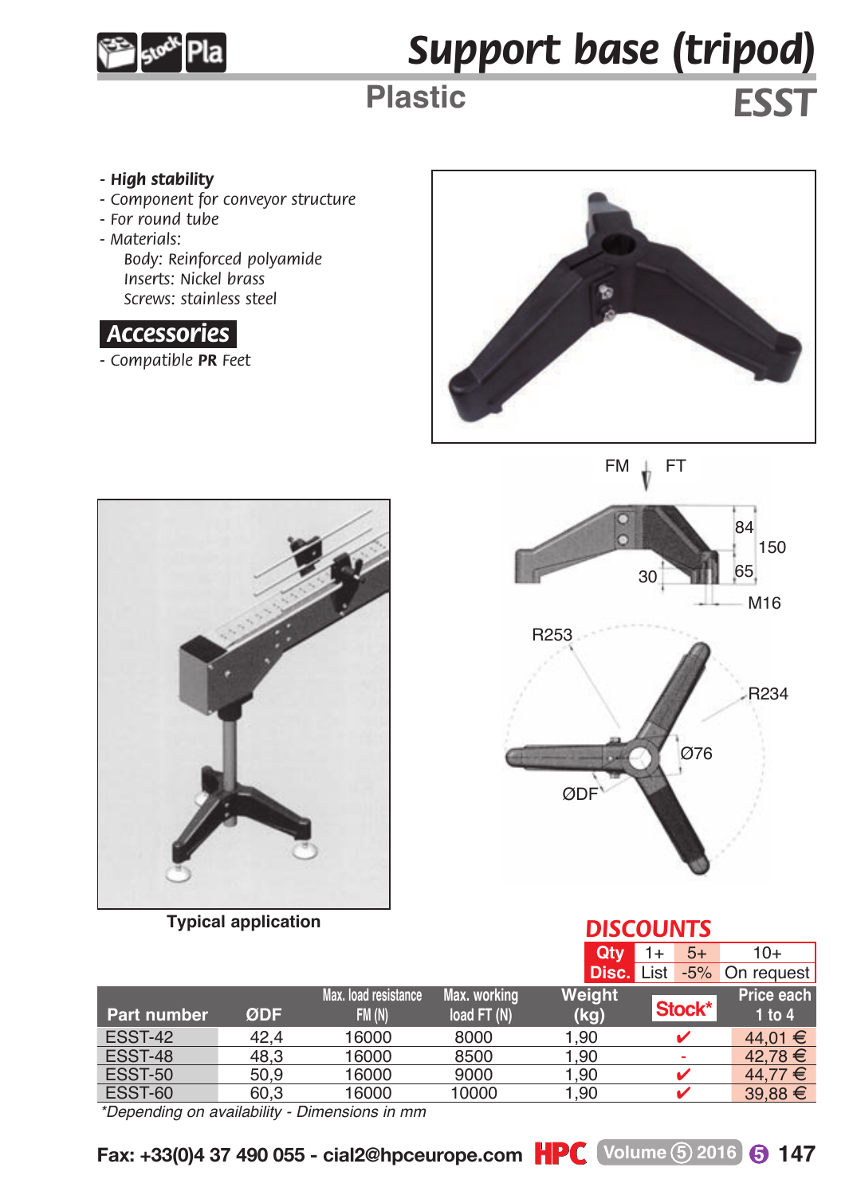# Support base (tripod)

## Plastic

## ESST

- **High stability**
- Component for conveyor structure
- For round tube
- Materials:
  - Body: Reinforced polyamide
  - Inserts: Nickel brass
  - Screws: stainless steel

### Accessories

- Compatible **PR** Feet

FM FT

84 150 65 30 M16

R253 R234 Ø76 ØDF

Typical application

## DISCOUNTS

| Qty | 1+ | 5+ | 10+ |
|---|---|---|---|
| Disc. | List | -5% | On request |

| Part number | ØDF | Max. load resistance FM (N) | Max. working load FT (N) | Weight (kg) | Stock* | Price each 1 to 4 |
|---|---|---|---|---|---|---|
| ESST-42 | 42,4 | 16000 | 8000 | 1,90 | ✔ | 44,01 € |
| ESST-48 | 48,3 | 16000 | 8500 | 1,90 | - | 42,78 € |
| ESST-50 | 50,9 | 16000 | 9000 | 1,90 | ✔ | 44,77 € |
| ESST-60 | 60,3 | 16000 | 10000 | 1,90 | ✔ | 39,88 € |

*Depending on availability - Dimensions in mm

Fax: +33(0)4 37 490 055 - cial2@hpceurope.com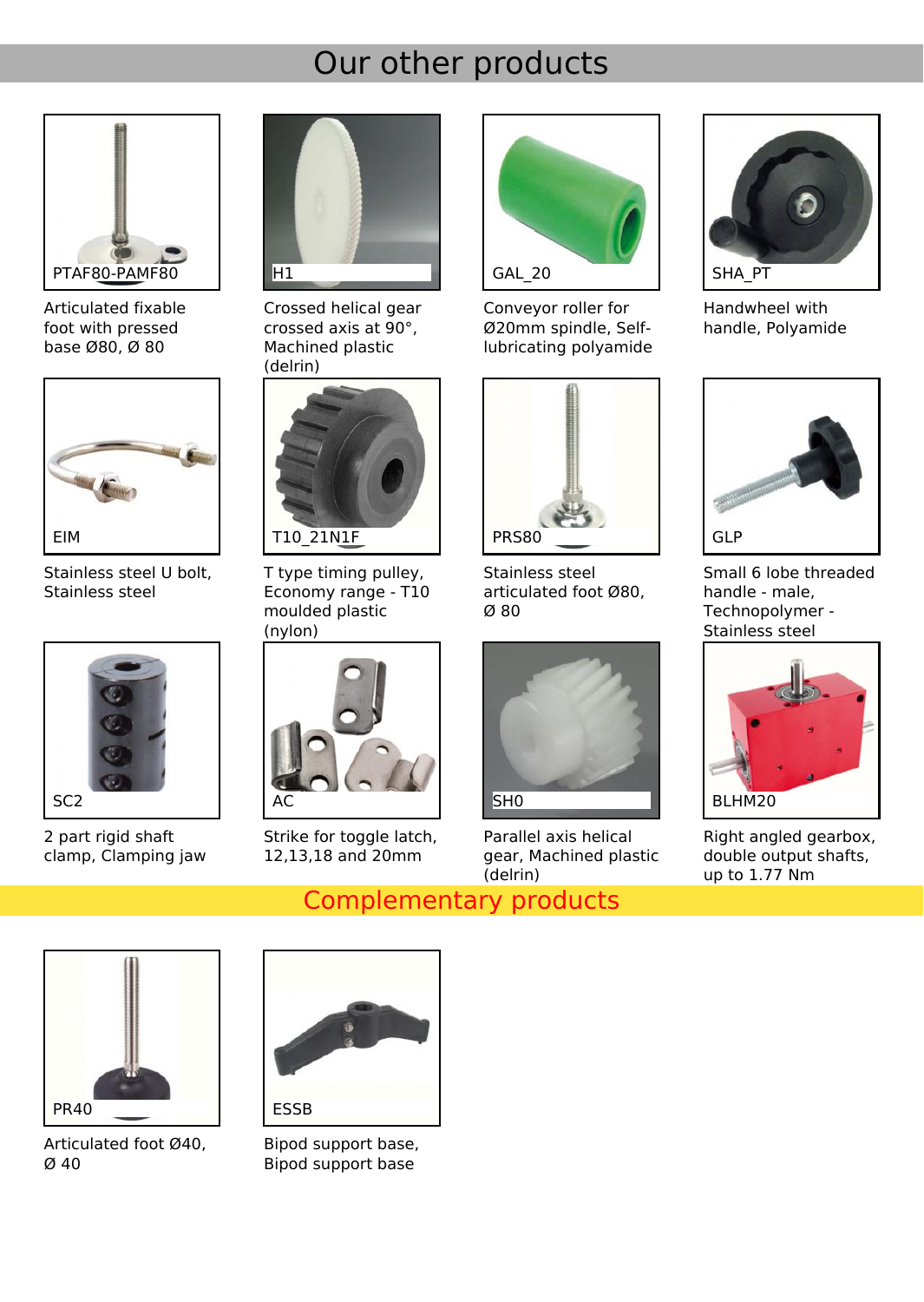# Our other products

PTAF80-PAMF80

Articulated fixable foot with pressed base Ø80, Ø 80

H1

Crossed helical gear crossed axis at 90°, Machined plastic (delrin)

GAL_20

Conveyor roller for Ø20mm spindle, Self-lubricating polyamide

SHA_PT

Handwheel with handle, Polyamide

EIM

Stainless steel U bolt, Stainless steel

T10_21N1F

T type timing pulley, Economy range - T10 moulded plastic (nylon)

PRS80

Stainless steel articulated foot Ø80, Ø 80

GLP

Small 6 lobe threaded handle - male, Technopolymer - Stainless steel

SC2

2 part rigid shaft clamp, Clamping jaw

AC

Strike for toggle latch, 12,13,18 and 20mm

SH0

Parallel axis helical gear, Machined plastic (delrin)

BLHM20

Right angled gearbox, double output shafts, up to 1.77 Nm

# Complementary products

PR40

Articulated foot Ø40, Ø 40

ESSB

Bipod support base, Bipod support base